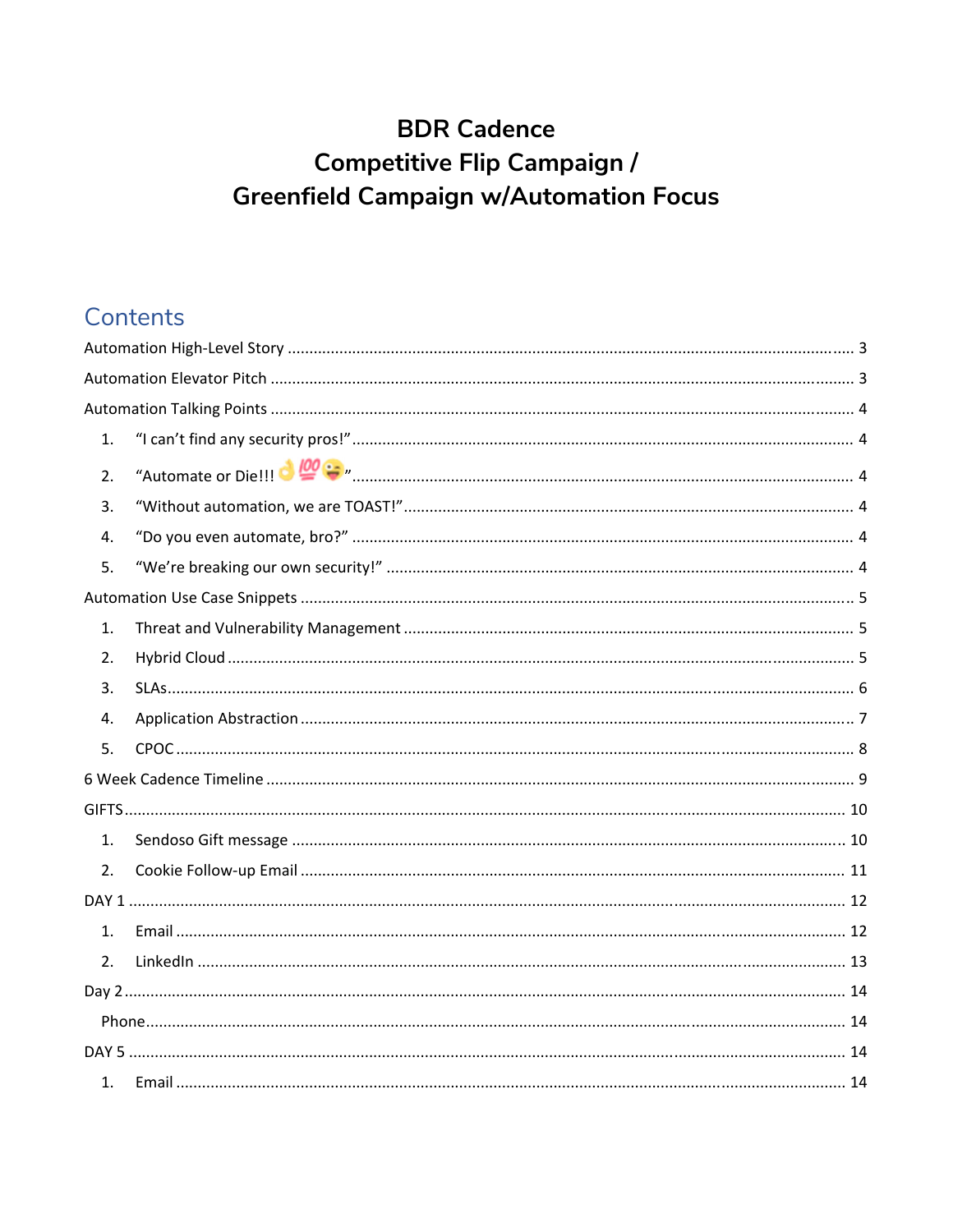# BDR Cadence
# Competitive Flip Campaign /
# Greenfield Campaign w/Automation Focus

## Contents

Automation High-Level Story ........ 3

Automation Elevator Pitch ........ 3

Automation Talking Points ........ 4

1. "I can't find any security pros!" ........ 4
2. "Automate or Die!!!👌💯😜" ........ 4
3. "Without automation, we are TOAST!" ........ 4
4. "Do you even automate, bro?" ........ 4
5. "We're breaking our own security!" ........ 4

Automation Use Case Snippets ........ 5

1. Threat and Vulnerability Management ........ 5
2. Hybrid Cloud ........ 5
3. SLAs ........ 6
4. Application Abstraction ........ 7
5. CPOC ........ 8

6 Week Cadence Timeline ........ 9

GIFTS ........ 10

1. Sendoso Gift message ........ 10
2. Cookie Follow-up Email ........ 11

DAY 1 ........ 12

1. Email ........ 12
2. LinkedIn ........ 13

Day 2 ........ 14

Phone ........ 14

DAY 5 ........ 14

1. Email ........ 14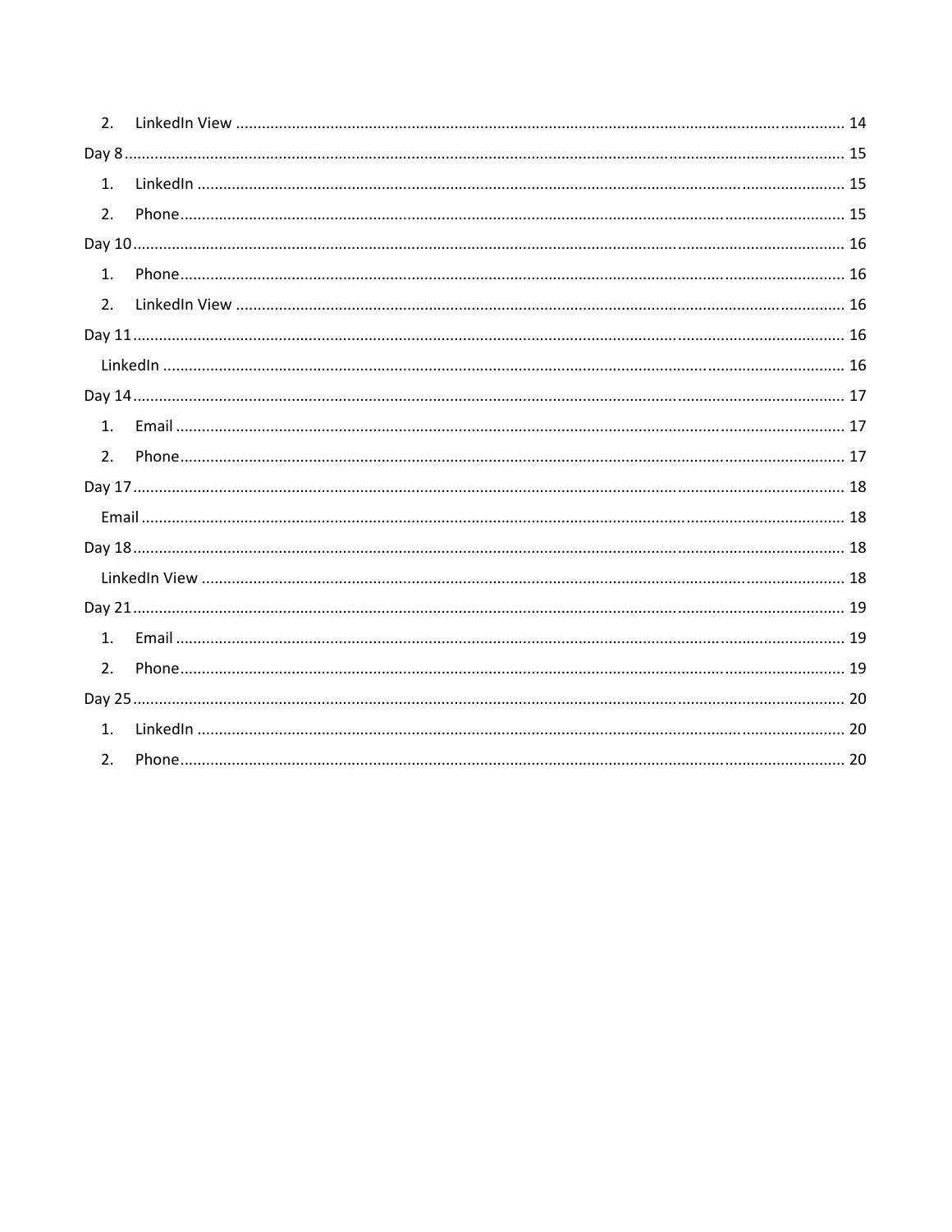2. LinkedIn View ............................................................................................................................................ 14

Day 8 ...................................................................................................................................................... 15

1. LinkedIn ..................................................................................................................................... 15
2. Phone ......................................................................................................................................... 15

Day 10 .................................................................................................................................................... 16

1. Phone ......................................................................................................................................... 16
2. LinkedIn View ............................................................................................................................ 16

Day 11 .................................................................................................................................................... 16

LinkedIn ............................................................................................................................................. 16

Day 14 .................................................................................................................................................... 17

1. Email .......................................................................................................................................... 17
2. Phone ......................................................................................................................................... 17

Day 17 .................................................................................................................................................... 18

Email ................................................................................................................................................. 18

Day 18 .................................................................................................................................................... 18

LinkedIn View .................................................................................................................................... 18

Day 21 .................................................................................................................................................... 19

1. Email .......................................................................................................................................... 19
2. Phone ......................................................................................................................................... 19

Day 25 .................................................................................................................................................... 20

1. LinkedIn ..................................................................................................................................... 20
2. Phone ......................................................................................................................................... 20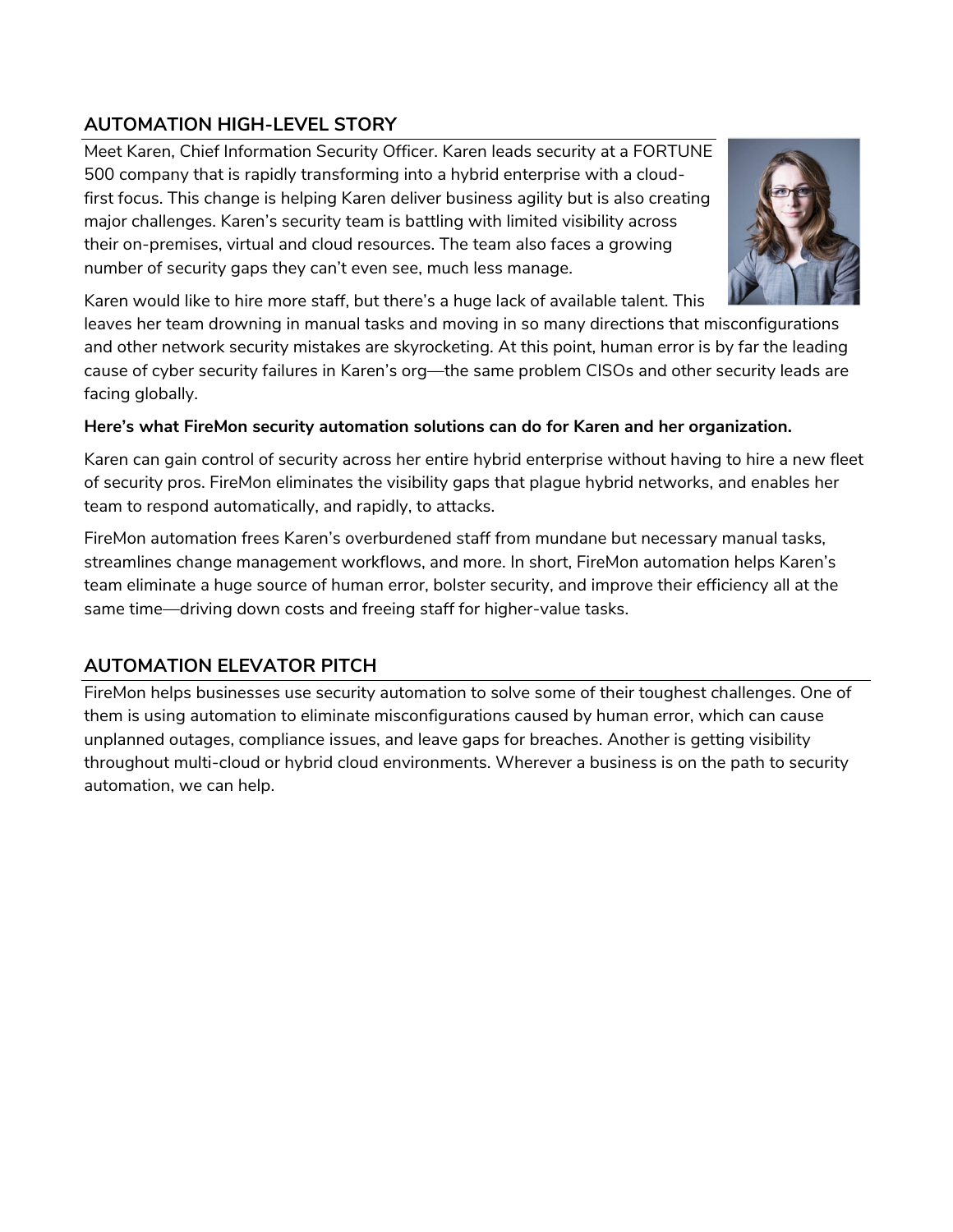## AUTOMATION HIGH-LEVEL STORY

Meet Karen, Chief Information Security Officer. Karen leads security at a FORTUNE 500 company that is rapidly transforming into a hybrid enterprise with a cloud-first focus. This change is helping Karen deliver business agility but is also creating major challenges. Karen's security team is battling with limited visibility across their on-premises, virtual and cloud resources. The team also faces a growing number of security gaps they can't even see, much less manage.

Karen would like to hire more staff, but there's a huge lack of available talent. This leaves her team drowning in manual tasks and moving in so many directions that misconfigurations and other network security mistakes are skyrocketing. At this point, human error is by far the leading cause of cyber security failures in Karen's org—the same problem CISOs and other security leads are facing globally.

**Here's what FireMon security automation solutions can do for Karen and her organization.**

Karen can gain control of security across her entire hybrid enterprise without having to hire a new fleet of security pros. FireMon eliminates the visibility gaps that plague hybrid networks, and enables her team to respond automatically, and rapidly, to attacks.

FireMon automation frees Karen's overburdened staff from mundane but necessary manual tasks, streamlines change management workflows, and more. In short, FireMon automation helps Karen's team eliminate a huge source of human error, bolster security, and improve their efficiency all at the same time—driving down costs and freeing staff for higher-value tasks.

## AUTOMATION ELEVATOR PITCH

FireMon helps businesses use security automation to solve some of their toughest challenges. One of them is using automation to eliminate misconfigurations caused by human error, which can cause unplanned outages, compliance issues, and leave gaps for breaches. Another is getting visibility throughout multi-cloud or hybrid cloud environments. Wherever a business is on the path to security automation, we can help.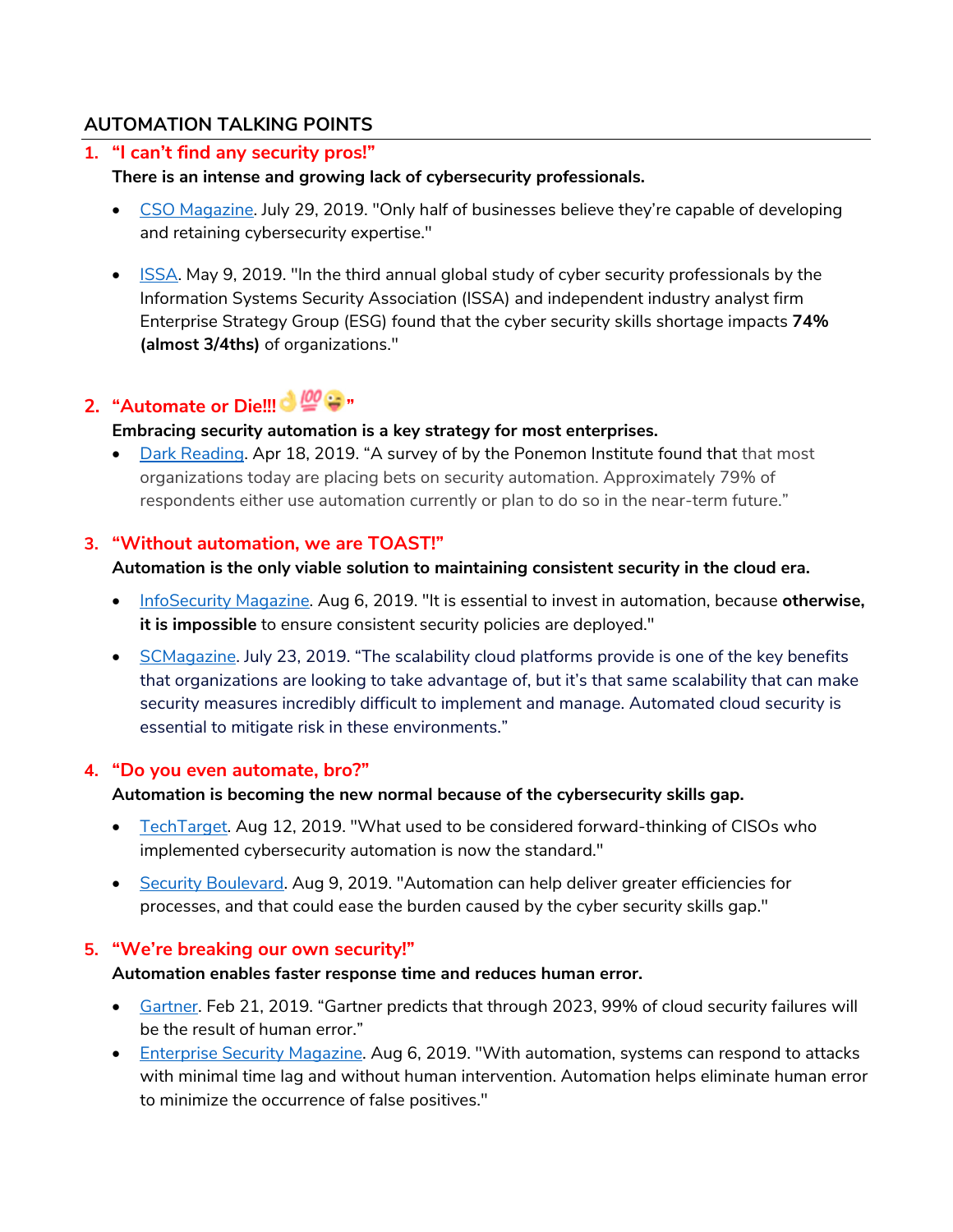## AUTOMATION TALKING POINTS

1. **"I can't find any security pros!"**

   **There is an intense and growing lack of cybersecurity professionals.**

   - CSO Magazine. July 29, 2019. "Only half of businesses believe they're capable of developing and retaining cybersecurity expertise."
   - ISSA. May 9, 2019. "In the third annual global study of cyber security professionals by the Information Systems Security Association (ISSA) and independent industry analyst firm Enterprise Strategy Group (ESG) found that the cyber security skills shortage impacts **74% (almost 3/4ths)** of organizations."

2. **"Automate or Die!!!👌💯😜"**

   **Embracing security automation is a key strategy for most enterprises.**

   - Dark Reading. Apr 18, 2019. "A survey of by the Ponemon Institute found that that most organizations today are placing bets on security automation. Approximately 79% of respondents either use automation currently or plan to do so in the near-term future."

3. **"Without automation, we are TOAST!"**

   **Automation is the only viable solution to maintaining consistent security in the cloud era.**

   - InfoSecurity Magazine. Aug 6, 2019. "It is essential to invest in automation, because **otherwise, it is impossible** to ensure consistent security policies are deployed."
   - SCMagazine. July 23, 2019. "The scalability cloud platforms provide is one of the key benefits that organizations are looking to take advantage of, but it's that same scalability that can make security measures incredibly difficult to implement and manage. Automated cloud security is essential to mitigate risk in these environments."

4. **"Do you even automate, bro?"**

   **Automation is becoming the new normal because of the cybersecurity skills gap.**

   - TechTarget. Aug 12, 2019. "What used to be considered forward-thinking of CISOs who implemented cybersecurity automation is now the standard."
   - Security Boulevard. Aug 9, 2019. "Automation can help deliver greater efficiencies for processes, and that could ease the burden caused by the cyber security skills gap."

5. **"We're breaking our own security!"**

   **Automation enables faster response time and reduces human error.**

   - Gartner. Feb 21, 2019. "Gartner predicts that through 2023, 99% of cloud security failures will be the result of human error."
   - Enterprise Security Magazine. Aug 6, 2019. "With automation, systems can respond to attacks with minimal time lag and without human intervention. Automation helps eliminate human error to minimize the occurrence of false positives."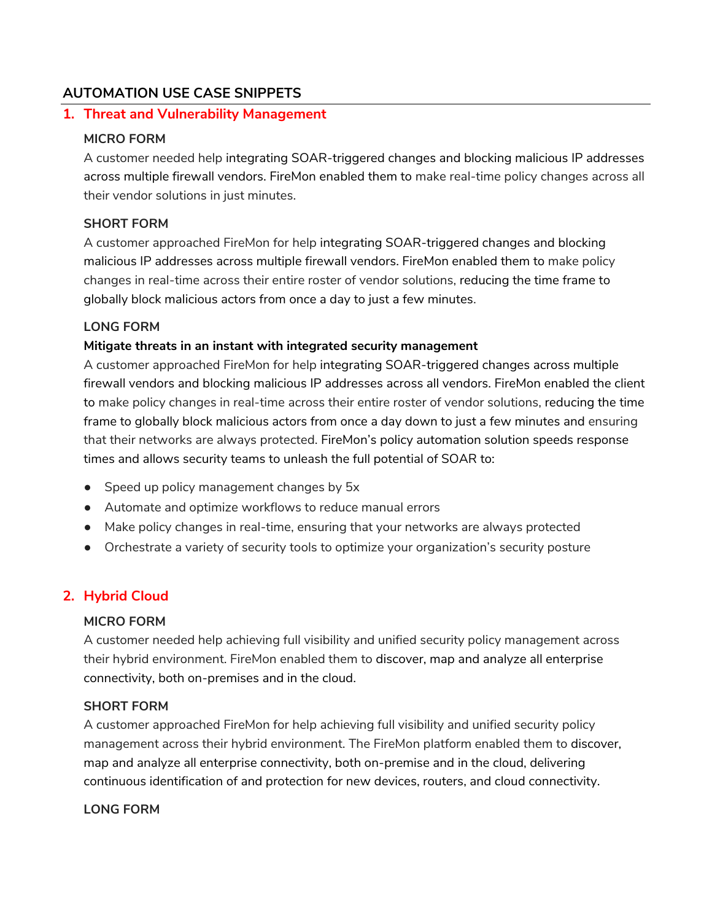## AUTOMATION USE CASE SNIPPETS

### 1. Threat and Vulnerability Management

**MICRO FORM**

A customer needed help integrating SOAR-triggered changes and blocking malicious IP addresses across multiple firewall vendors. FireMon enabled them to make real-time policy changes across all their vendor solutions in just minutes.

**SHORT FORM**

A customer approached FireMon for help integrating SOAR-triggered changes and blocking malicious IP addresses across multiple firewall vendors. FireMon enabled them to make policy changes in real-time across their entire roster of vendor solutions, reducing the time frame to globally block malicious actors from once a day to just a few minutes.

**LONG FORM**

**Mitigate threats in an instant with integrated security management**

A customer approached FireMon for help integrating SOAR-triggered changes across multiple firewall vendors and blocking malicious IP addresses across all vendors. FireMon enabled the client to make policy changes in real-time across their entire roster of vendor solutions, reducing the time frame to globally block malicious actors from once a day down to just a few minutes and ensuring that their networks are always protected. FireMon's policy automation solution speeds response times and allows security teams to unleash the full potential of SOAR to:

- Speed up policy management changes by 5x
- Automate and optimize workflows to reduce manual errors
- Make policy changes in real-time, ensuring that your networks are always protected
- Orchestrate a variety of security tools to optimize your organization's security posture

### 2. Hybrid Cloud

**MICRO FORM**

A customer needed help achieving full visibility and unified security policy management across their hybrid environment. FireMon enabled them to discover, map and analyze all enterprise connectivity, both on-premises and in the cloud.

**SHORT FORM**

A customer approached FireMon for help achieving full visibility and unified security policy management across their hybrid environment. The FireMon platform enabled them to discover, map and analyze all enterprise connectivity, both on-premise and in the cloud, delivering continuous identification of and protection for new devices, routers, and cloud connectivity.

**LONG FORM**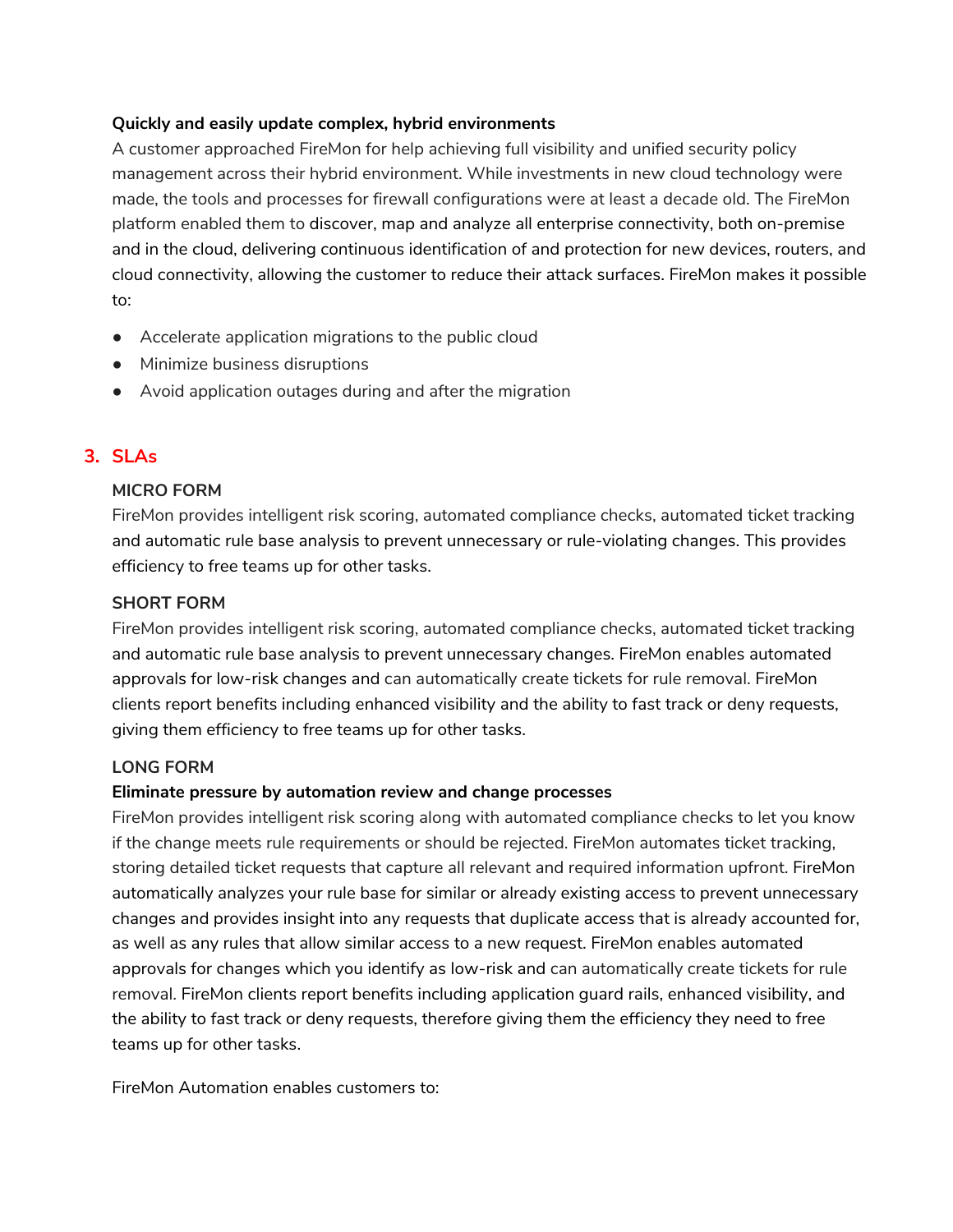**Quickly and easily update complex, hybrid environments**

A customer approached FireMon for help achieving full visibility and unified security policy management across their hybrid environment. While investments in new cloud technology were made, the tools and processes for firewall configurations were at least a decade old. The FireMon platform enabled them to discover, map and analyze all enterprise connectivity, both on-premise and in the cloud, delivering continuous identification of and protection for new devices, routers, and cloud connectivity, allowing the customer to reduce their attack surfaces. FireMon makes it possible to:

- Accelerate application migrations to the public cloud
- Minimize business disruptions
- Avoid application outages during and after the migration

## 3. SLAs

**MICRO FORM**

FireMon provides intelligent risk scoring, automated compliance checks, automated ticket tracking and automatic rule base analysis to prevent unnecessary or rule-violating changes. This provides efficiency to free teams up for other tasks.

**SHORT FORM**

FireMon provides intelligent risk scoring, automated compliance checks, automated ticket tracking and automatic rule base analysis to prevent unnecessary changes. FireMon enables automated approvals for low-risk changes and can automatically create tickets for rule removal. FireMon clients report benefits including enhanced visibility and the ability to fast track or deny requests, giving them efficiency to free teams up for other tasks.

**LONG FORM**

**Eliminate pressure by automation review and change processes**

FireMon provides intelligent risk scoring along with automated compliance checks to let you know if the change meets rule requirements or should be rejected. FireMon automates ticket tracking, storing detailed ticket requests that capture all relevant and required information upfront. FireMon automatically analyzes your rule base for similar or already existing access to prevent unnecessary changes and provides insight into any requests that duplicate access that is already accounted for, as well as any rules that allow similar access to a new request. FireMon enables automated approvals for changes which you identify as low-risk and can automatically create tickets for rule removal. FireMon clients report benefits including application guard rails, enhanced visibility, and the ability to fast track or deny requests, therefore giving them the efficiency they need to free teams up for other tasks.

FireMon Automation enables customers to: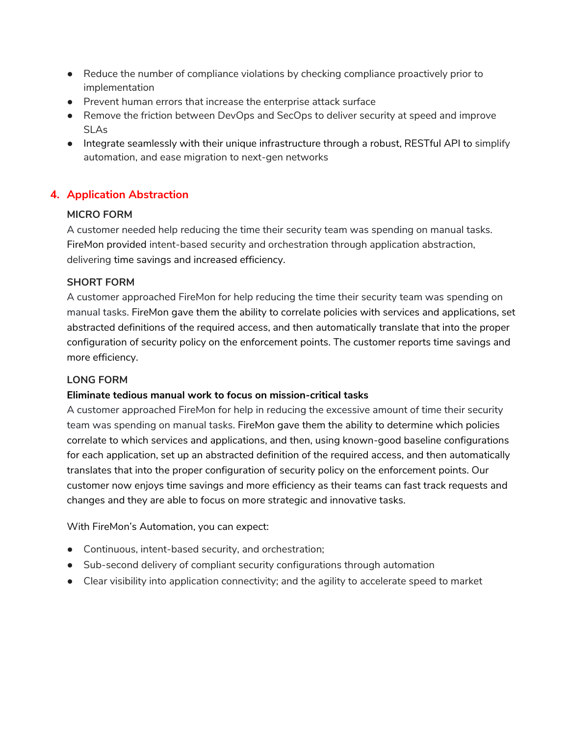- Reduce the number of compliance violations by checking compliance proactively prior to implementation
- Prevent human errors that increase the enterprise attack surface
- Remove the friction between DevOps and SecOps to deliver security at speed and improve SLAs
- Integrate seamlessly with their unique infrastructure through a robust, RESTful API to simplify automation, and ease migration to next-gen networks

## 4. Application Abstraction

**MICRO FORM**

A customer needed help reducing the time their security team was spending on manual tasks. FireMon provided intent-based security and orchestration through application abstraction, delivering time savings and increased efficiency.

**SHORT FORM**

A customer approached FireMon for help reducing the time their security team was spending on manual tasks. FireMon gave them the ability to correlate policies with services and applications, set abstracted definitions of the required access, and then automatically translate that into the proper configuration of security policy on the enforcement points. The customer reports time savings and more efficiency.

**LONG FORM**

**Eliminate tedious manual work to focus on mission-critical tasks**

A customer approached FireMon for help in reducing the excessive amount of time their security team was spending on manual tasks. FireMon gave them the ability to determine which policies correlate to which services and applications, and then, using known-good baseline configurations for each application, set up an abstracted definition of the required access, and then automatically translates that into the proper configuration of security policy on the enforcement points. Our customer now enjoys time savings and more efficiency as their teams can fast track requests and changes and they are able to focus on more strategic and innovative tasks.

With FireMon's Automation, you can expect:

- Continuous, intent-based security, and orchestration;
- Sub-second delivery of compliant security configurations through automation
- Clear visibility into application connectivity; and the agility to accelerate speed to market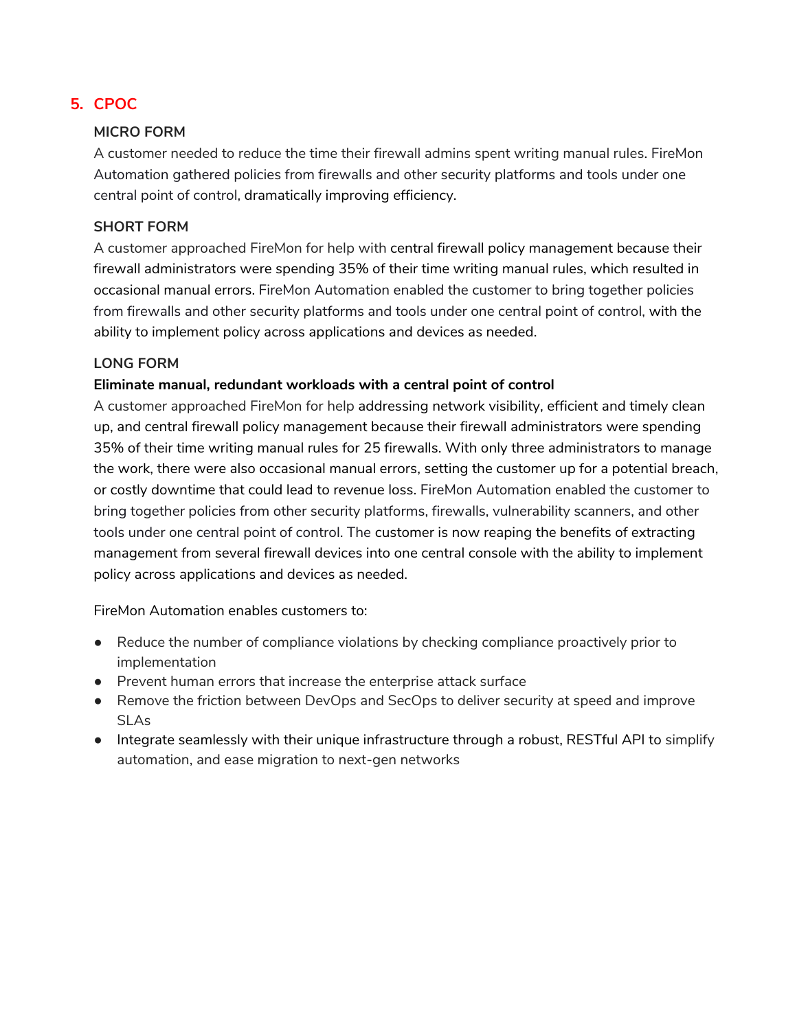## 5. CPOC

### MICRO FORM

A customer needed to reduce the time their firewall admins spent writing manual rules. FireMon Automation gathered policies from firewalls and other security platforms and tools under one central point of control, dramatically improving efficiency.

### SHORT FORM

A customer approached FireMon for help with central firewall policy management because their firewall administrators were spending 35% of their time writing manual rules, which resulted in occasional manual errors. FireMon Automation enabled the customer to bring together policies from firewalls and other security platforms and tools under one central point of control, with the ability to implement policy across applications and devices as needed.

### LONG FORM

**Eliminate manual, redundant workloads with a central point of control**

A customer approached FireMon for help addressing network visibility, efficient and timely clean up, and central firewall policy management because their firewall administrators were spending 35% of their time writing manual rules for 25 firewalls. With only three administrators to manage the work, there were also occasional manual errors, setting the customer up for a potential breach, or costly downtime that could lead to revenue loss. FireMon Automation enabled the customer to bring together policies from other security platforms, firewalls, vulnerability scanners, and other tools under one central point of control. The customer is now reaping the benefits of extracting management from several firewall devices into one central console with the ability to implement policy across applications and devices as needed.

FireMon Automation enables customers to:

- Reduce the number of compliance violations by checking compliance proactively prior to implementation
- Prevent human errors that increase the enterprise attack surface
- Remove the friction between DevOps and SecOps to deliver security at speed and improve SLAs
- Integrate seamlessly with their unique infrastructure through a robust, RESTful API to simplify automation, and ease migration to next-gen networks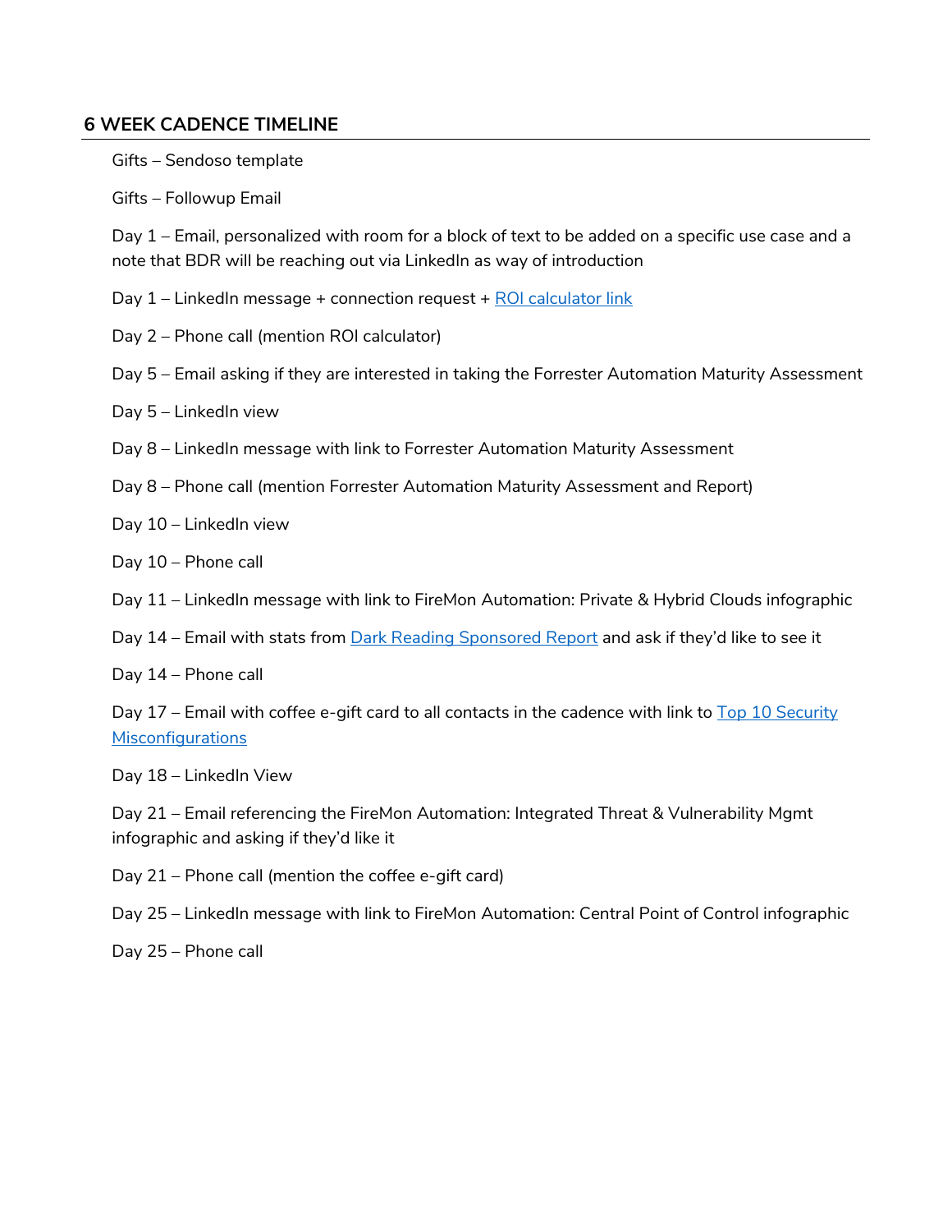## 6 WEEK CADENCE TIMELINE

Gifts – Sendoso template

Gifts – Followup Email

Day 1 – Email, personalized with room for a block of text to be added on a specific use case and a note that BDR will be reaching out via LinkedIn as way of introduction

Day 1 – LinkedIn message + connection request + ROI calculator link

Day 2 – Phone call (mention ROI calculator)

Day 5 – Email asking if they are interested in taking the Forrester Automation Maturity Assessment

Day 5 – LinkedIn view

Day 8 – LinkedIn message with link to Forrester Automation Maturity Assessment

Day 8 – Phone call (mention Forrester Automation Maturity Assessment and Report)

Day 10 – LinkedIn view

Day 10 – Phone call

Day 11 – LinkedIn message with link to FireMon Automation: Private & Hybrid Clouds infographic

Day 14 – Email with stats from Dark Reading Sponsored Report and ask if they'd like to see it

Day 14 – Phone call

Day 17 – Email with coffee e-gift card to all contacts in the cadence with link to Top 10 Security Misconfigurations

Day 18 – LinkedIn View

Day 21 – Email referencing the FireMon Automation: Integrated Threat & Vulnerability Mgmt infographic and asking if they'd like it

Day 21 – Phone call (mention the coffee e-gift card)

Day 25 – LinkedIn message with link to FireMon Automation: Central Point of Control infographic

Day 25 – Phone call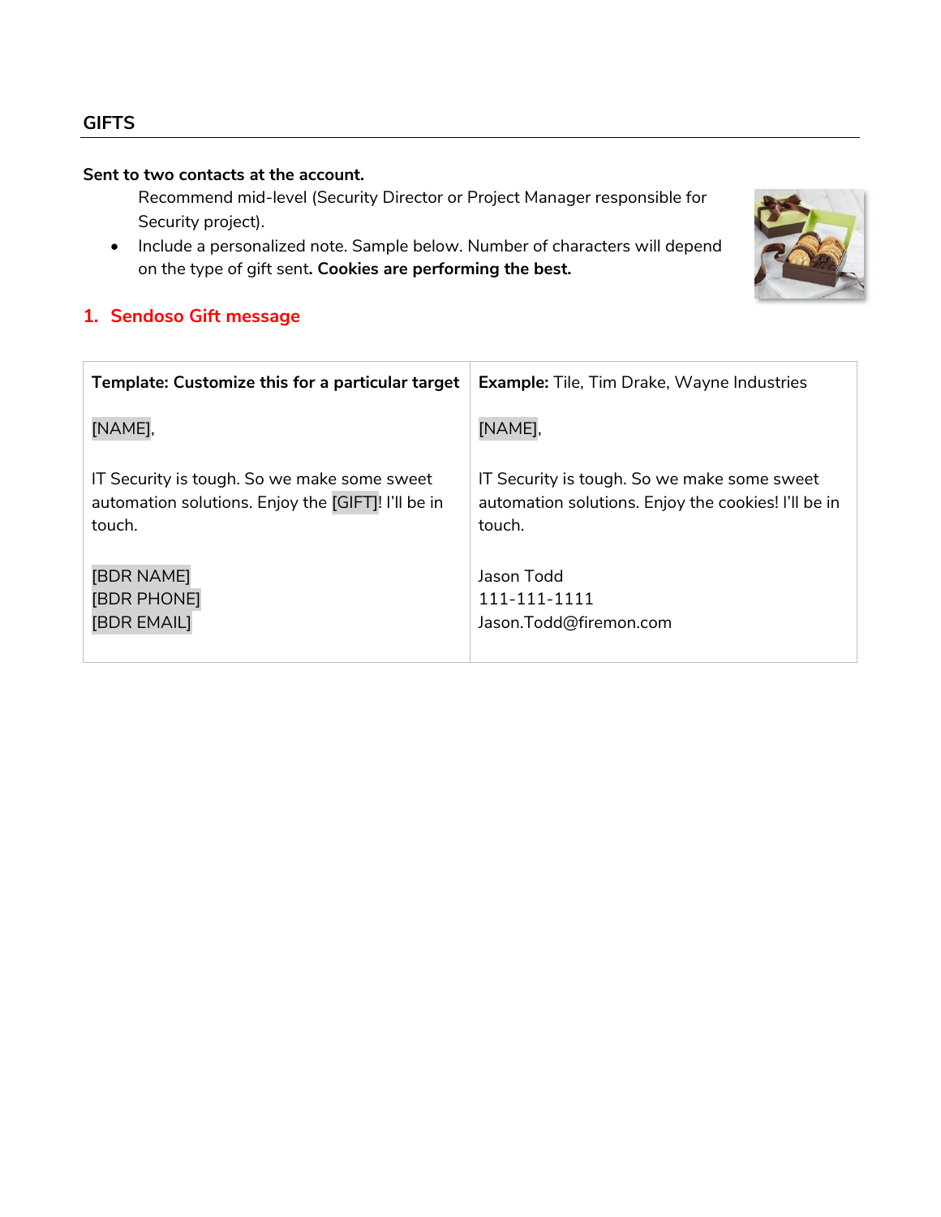## GIFTS

**Sent to two contacts at the account.**

Recommend mid-level (Security Director or Project Manager responsible for Security project).

- Include a personalized note. Sample below. Number of characters will depend on the type of gift sent**. Cookies are performing the best.**

### 1. Sendoso Gift message

| **Template: Customize this for a particular target** | **Example:** Tile, Tim Drake, Wayne Industries |
|---|---|
| [NAME],<br><br>IT Security is tough. So we make some sweet automation solutions. Enjoy the [GIFT]! I'll be in touch.<br><br>[BDR NAME]<br>[BDR PHONE]<br>[BDR EMAIL] | [NAME],<br><br>IT Security is tough. So we make some sweet automation solutions. Enjoy the cookies! I'll be in touch.<br><br>Jason Todd<br>111-111-1111<br>Jason.Todd@firemon.com |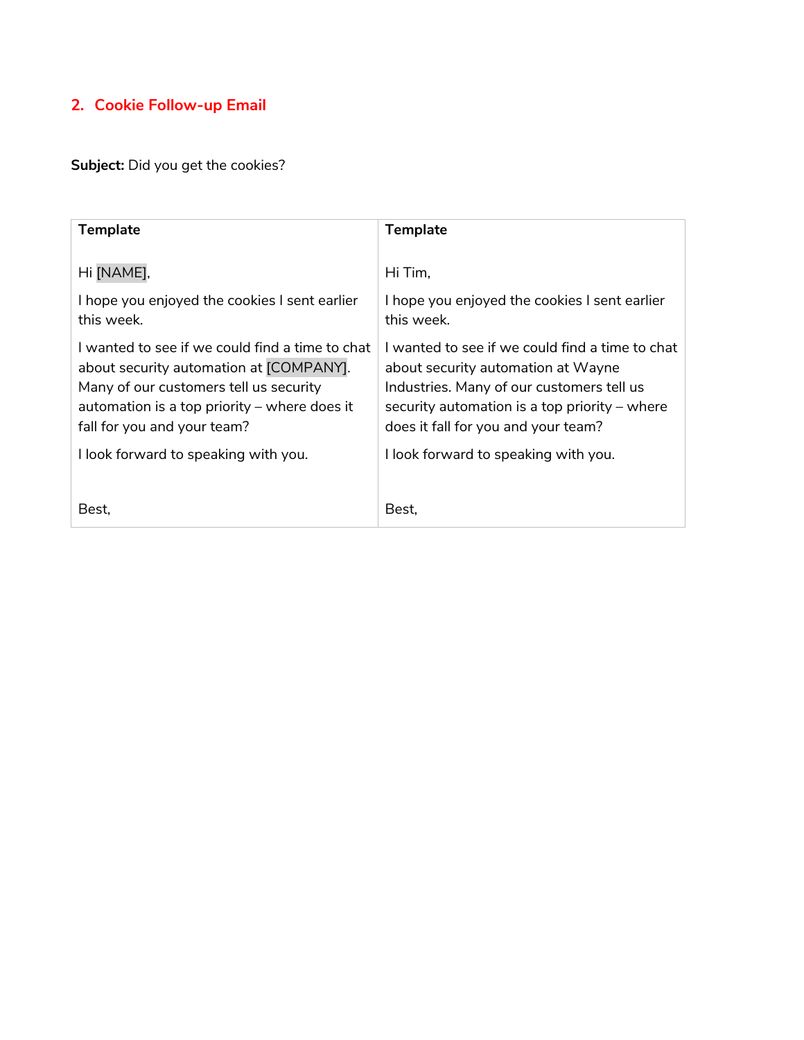## 2. Cookie Follow-up Email

**Subject:** Did you get the cookies?

| **Template** | **Template** |
|---|---|
| Hi [NAME],<br><br>I hope you enjoyed the cookies I sent earlier this week.<br><br>I wanted to see if we could find a time to chat about security automation at [COMPANY]. Many of our customers tell us security automation is a top priority – where does it fall for you and your team?<br><br>I look forward to speaking with you.<br><br>Best, | Hi Tim,<br><br>I hope you enjoyed the cookies I sent earlier this week.<br><br>I wanted to see if we could find a time to chat about security automation at Wayne Industries. Many of our customers tell us security automation is a top priority – where does it fall for you and your team?<br><br>I look forward to speaking with you.<br><br>Best, |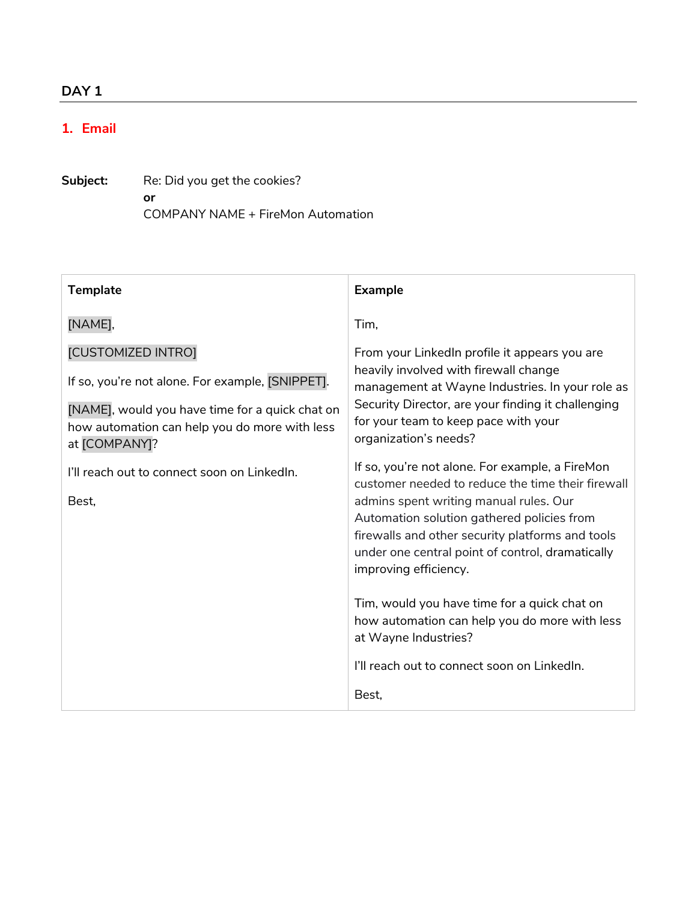## DAY 1

### 1. Email

**Subject:** Re: Did you get the cookies?
**or**
COMPANY NAME + FireMon Automation

| **Template** | **Example** |
|---|---|
| [NAME],<br><br>[CUSTOMIZED INTRO]<br><br>If so, you're not alone. For example, [SNIPPET].<br><br>[NAME], would you have time for a quick chat on how automation can help you do more with less at [COMPANY]?<br><br>I'll reach out to connect soon on LinkedIn.<br><br>Best, | Tim,<br><br>From your LinkedIn profile it appears you are heavily involved with firewall change management at Wayne Industries. In your role as Security Director, are your finding it challenging for your team to keep pace with your organization's needs?<br><br>If so, you're not alone. For example, a FireMon customer needed to reduce the time their firewall admins spent writing manual rules. Our Automation solution gathered policies from firewalls and other security platforms and tools under one central point of control, dramatically improving efficiency.<br><br>Tim, would you have time for a quick chat on how automation can help you do more with less at Wayne Industries?<br><br>I'll reach out to connect soon on LinkedIn.<br><br>Best, |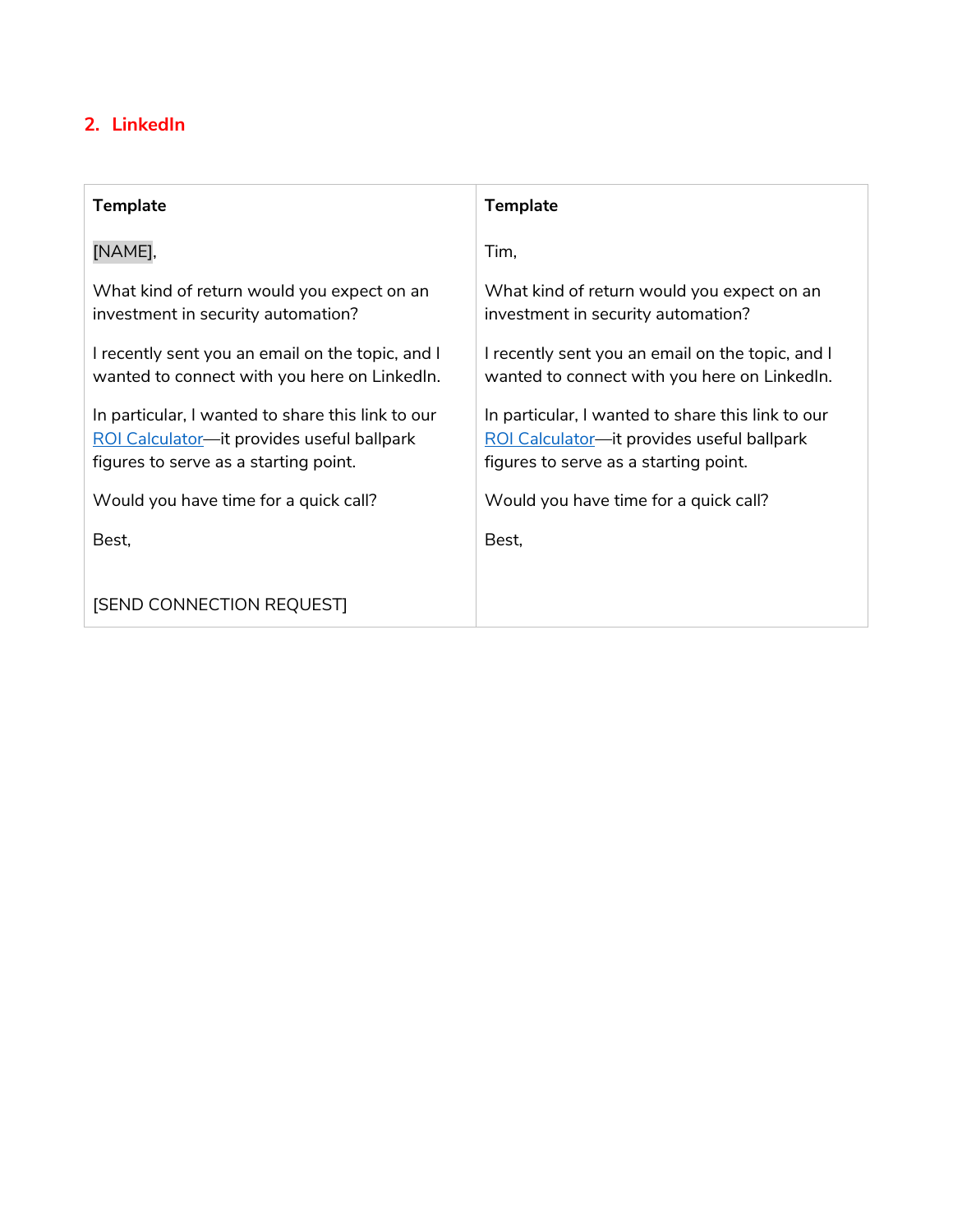## 2. LinkedIn

| Template | Template |
| --- | --- |
| [NAME],<br><br>What kind of return would you expect on an investment in security automation?<br><br>I recently sent you an email on the topic, and I wanted to connect with you here on LinkedIn.<br><br>In particular, I wanted to share this link to our ROI Calculator—it provides useful ballpark figures to serve as a starting point.<br><br>Would you have time for a quick call?<br><br>Best,<br><br>[SEND CONNECTION REQUEST] | Tim,<br><br>What kind of return would you expect on an investment in security automation?<br><br>I recently sent you an email on the topic, and I wanted to connect with you here on LinkedIn.<br><br>In particular, I wanted to share this link to our ROI Calculator—it provides useful ballpark figures to serve as a starting point.<br><br>Would you have time for a quick call?<br><br>Best, |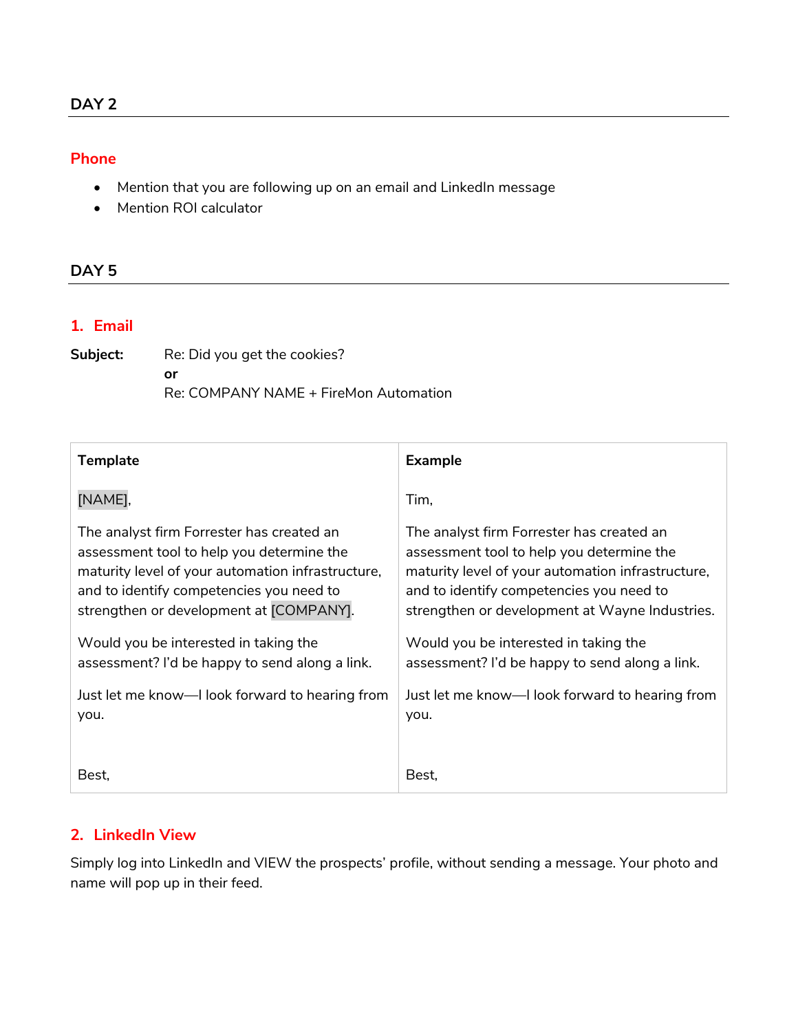## DAY 2

### Phone

- Mention that you are following up on an email and LinkedIn message
- Mention ROI calculator

## DAY 5

### 1. Email

**Subject:** Re: Did you get the cookies?
**or**
Re: COMPANY NAME + FireMon Automation

| Template | Example |
| --- | --- |
| [NAME],<br><br>The analyst firm Forrester has created an assessment tool to help you determine the maturity level of your automation infrastructure, and to identify competencies you need to strengthen or development at [COMPANY].<br><br>Would you be interested in taking the assessment? I'd be happy to send along a link.<br><br>Just let me know—I look forward to hearing from you.<br><br>Best, | Tim,<br><br>The analyst firm Forrester has created an assessment tool to help you determine the maturity level of your automation infrastructure, and to identify competencies you need to strengthen or development at Wayne Industries.<br><br>Would you be interested in taking the assessment? I'd be happy to send along a link.<br><br>Just let me know—I look forward to hearing from you.<br><br>Best, |

### 2. LinkedIn View

Simply log into LinkedIn and VIEW the prospects' profile, without sending a message. Your photo and name will pop up in their feed.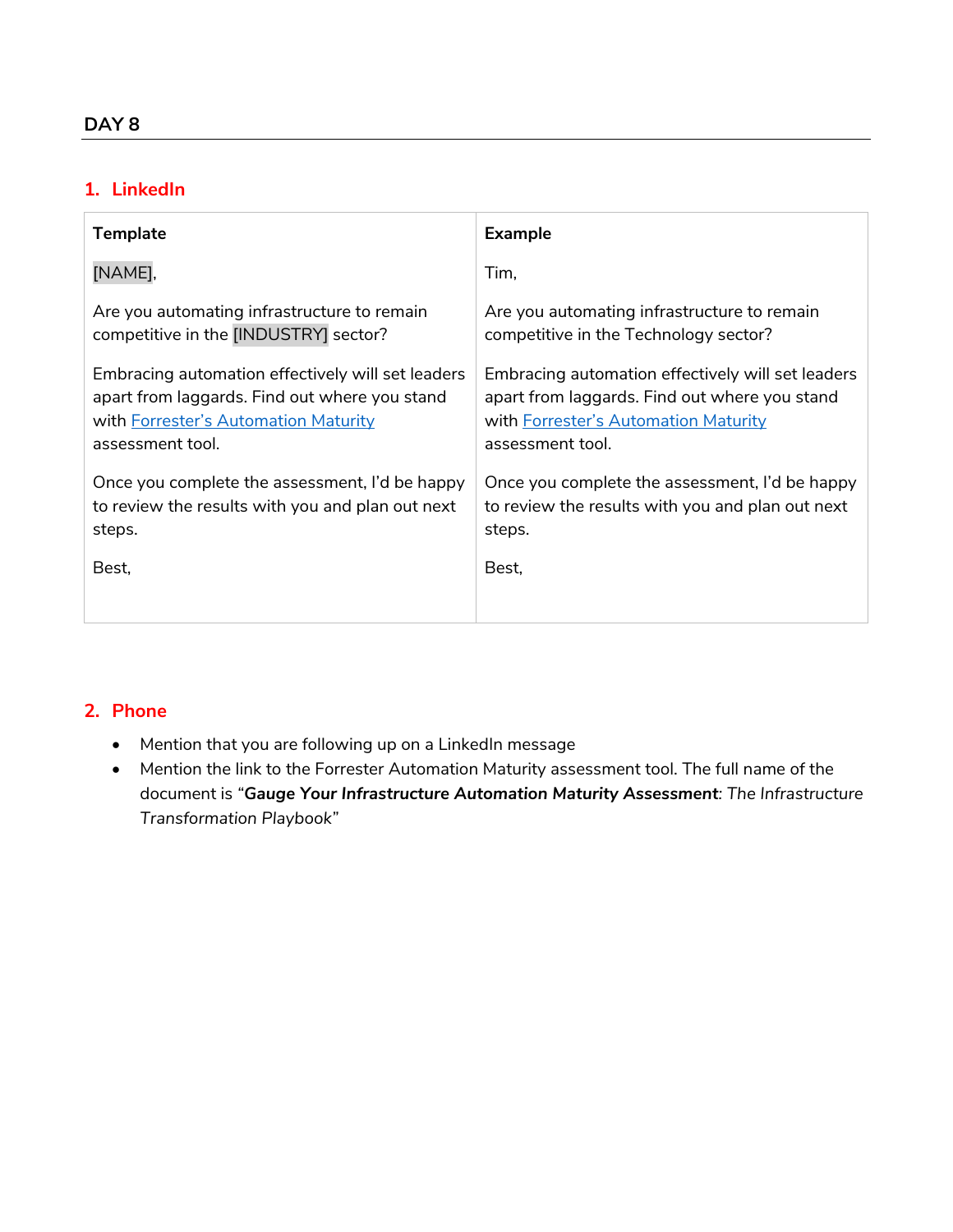## DAY 8

### 1. LinkedIn

| Template | Example |
|---|---|
| [NAME],<br><br>Are you automating infrastructure to remain competitive in the [INDUSTRY] sector?<br><br>Embracing automation effectively will set leaders apart from laggards. Find out where you stand with Forrester's Automation Maturity assessment tool.<br><br>Once you complete the assessment, I'd be happy to review the results with you and plan out next steps.<br><br>Best, | Tim,<br><br>Are you automating infrastructure to remain competitive in the Technology sector?<br><br>Embracing automation effectively will set leaders apart from laggards. Find out where you stand with Forrester's Automation Maturity assessment tool.<br><br>Once you complete the assessment, I'd be happy to review the results with you and plan out next steps.<br><br>Best, |

### 2. Phone

- Mention that you are following up on a LinkedIn message
- Mention the link to the Forrester Automation Maturity assessment tool. The full name of the document is "***Gauge Your Infrastructure Automation Maturity Assessment***: *The Infrastructure Transformation Playbook*"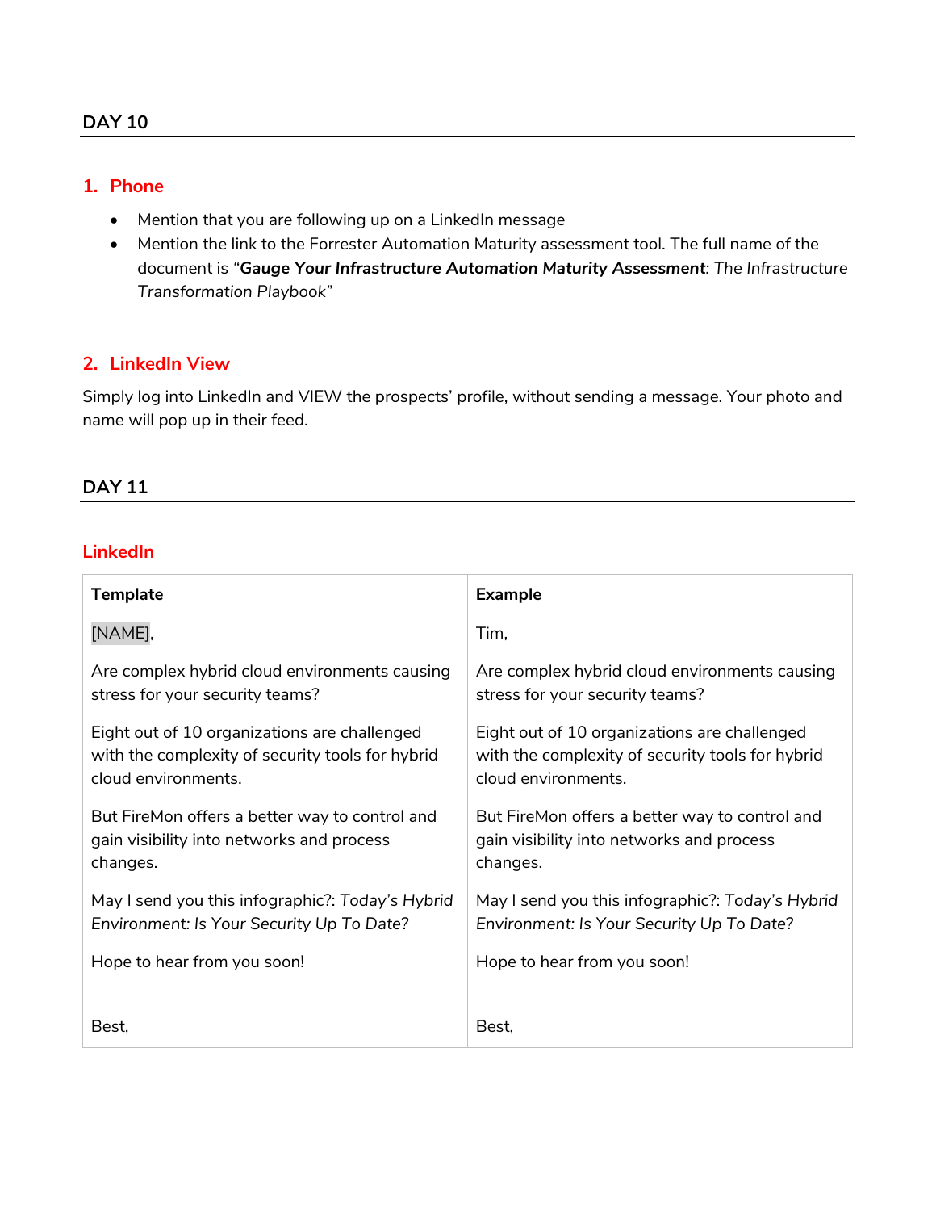## DAY 10

### 1. Phone

- Mention that you are following up on a LinkedIn message
- Mention the link to the Forrester Automation Maturity assessment tool. The full name of the document is "***Gauge Your Infrastructure Automation Maturity Assessment***: *The Infrastructure Transformation Playbook*"

### 2. LinkedIn View

Simply log into LinkedIn and VIEW the prospects' profile, without sending a message. Your photo and name will pop up in their feed.

## DAY 11

### LinkedIn

| **Template** | **Example** |
|---|---|
| [NAME], | Tim, |
| Are complex hybrid cloud environments causing stress for your security teams? | Are complex hybrid cloud environments causing stress for your security teams? |
| Eight out of 10 organizations are challenged with the complexity of security tools for hybrid cloud environments. | Eight out of 10 organizations are challenged with the complexity of security tools for hybrid cloud environments. |
| But FireMon offers a better way to control and gain visibility into networks and process changes. | But FireMon offers a better way to control and gain visibility into networks and process changes. |
| May I send you this infographic?: *Today's Hybrid Environment: Is Your Security Up To Date?* | May I send you this infographic?: *Today's Hybrid Environment: Is Your Security Up To Date?* |
| Hope to hear from you soon! | Hope to hear from you soon! |
| Best, | Best, |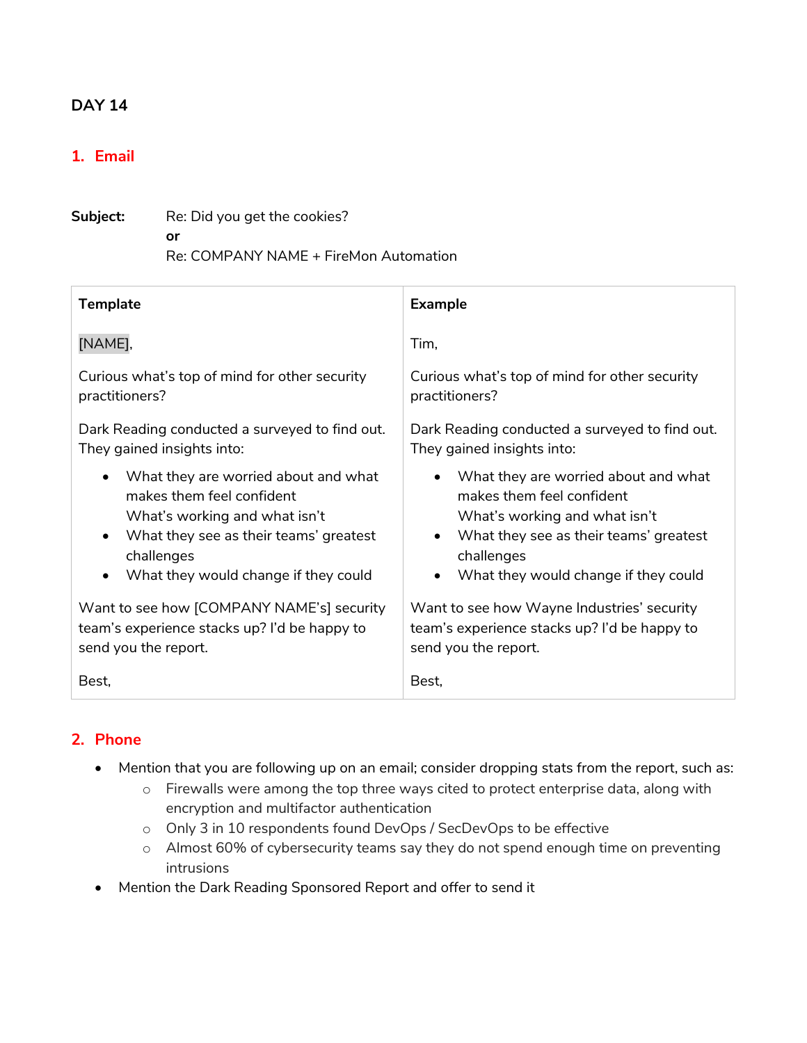## DAY 14

### 1. Email

**Subject:** Re: Did you get the cookies?
**or**
Re: COMPANY NAME + FireMon Automation

| Template | Example |
| --- | --- |
| [NAME],<br><br>Curious what's top of mind for other security practitioners?<br><br>Dark Reading conducted a surveyed to find out. They gained insights into:<br>• What they are worried about and what makes them feel confident What's working and what isn't<br>• What they see as their teams' greatest challenges<br>• What they would change if they could<br><br>Want to see how [COMPANY NAME's] security team's experience stacks up? I'd be happy to send you the report.<br><br>Best, | Tim,<br><br>Curious what's top of mind for other security practitioners?<br><br>Dark Reading conducted a surveyed to find out. They gained insights into:<br>• What they are worried about and what makes them feel confident What's working and what isn't<br>• What they see as their teams' greatest challenges<br>• What they would change if they could<br><br>Want to see how Wayne Industries' security team's experience stacks up? I'd be happy to send you the report.<br><br>Best, |

### 2. Phone

- Mention that you are following up on an email; consider dropping stats from the report, such as:
  - Firewalls were among the top three ways cited to protect enterprise data, along with encryption and multifactor authentication
  - Only 3 in 10 respondents found DevOps / SecDevOps to be effective
  - Almost 60% of cybersecurity teams say they do not spend enough time on preventing intrusions
- Mention the Dark Reading Sponsored Report and offer to send it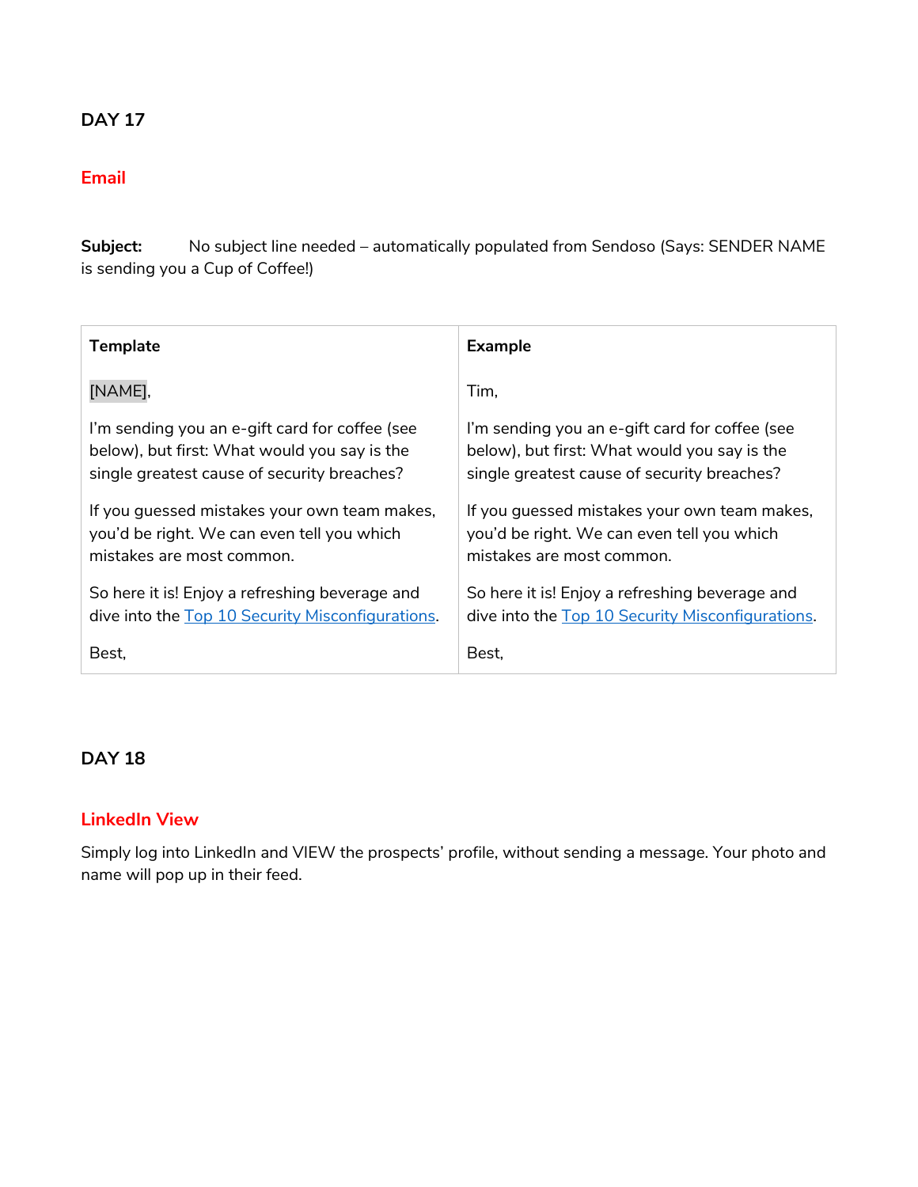## DAY 17

### Email

**Subject:** No subject line needed – automatically populated from Sendoso (Says: SENDER NAME is sending you a Cup of Coffee!)

| Template | Example |
|---|---|
| [NAME],<br><br>I'm sending you an e-gift card for coffee (see below), but first: What would you say is the single greatest cause of security breaches?<br><br>If you guessed mistakes your own team makes, you'd be right. We can even tell you which mistakes are most common.<br><br>So here it is! Enjoy a refreshing beverage and dive into the Top 10 Security Misconfigurations.<br><br>Best, | Tim,<br><br>I'm sending you an e-gift card for coffee (see below), but first: What would you say is the single greatest cause of security breaches?<br><br>If you guessed mistakes your own team makes, you'd be right. We can even tell you which mistakes are most common.<br><br>So here it is! Enjoy a refreshing beverage and dive into the Top 10 Security Misconfigurations.<br><br>Best, |

## DAY 18

### LinkedIn View

Simply log into LinkedIn and VIEW the prospects' profile, without sending a message. Your photo and name will pop up in their feed.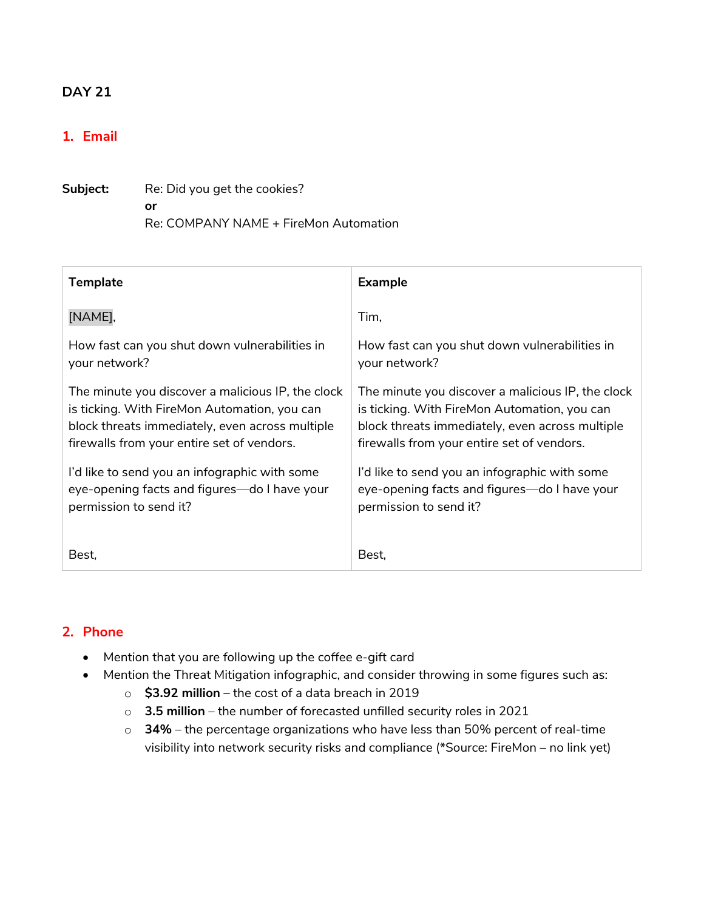## DAY 21

### 1. Email

**Subject:** Re: Did you get the cookies?
**or**
Re: COMPANY NAME + FireMon Automation

| Template | Example |
| --- | --- |
| [NAME],<br><br>How fast can you shut down vulnerabilities in your network?<br><br>The minute you discover a malicious IP, the clock is ticking. With FireMon Automation, you can block threats immediately, even across multiple firewalls from your entire set of vendors.<br><br>I'd like to send you an infographic with some eye-opening facts and figures—do I have your permission to send it?<br><br>Best, | Tim,<br><br>How fast can you shut down vulnerabilities in your network?<br><br>The minute you discover a malicious IP, the clock is ticking. With FireMon Automation, you can block threats immediately, even across multiple firewalls from your entire set of vendors.<br><br>I'd like to send you an infographic with some eye-opening facts and figures—do I have your permission to send it?<br><br>Best, |

### 2. Phone

- Mention that you are following up the coffee e-gift card
- Mention the Threat Mitigation infographic, and consider throwing in some figures such as:
  - **$3.92 million** – the cost of a data breach in 2019
  - **3.5 million** – the number of forecasted unfilled security roles in 2021
  - **34%** – the percentage organizations who have less than 50% percent of real-time visibility into network security risks and compliance (*Source: FireMon – no link yet)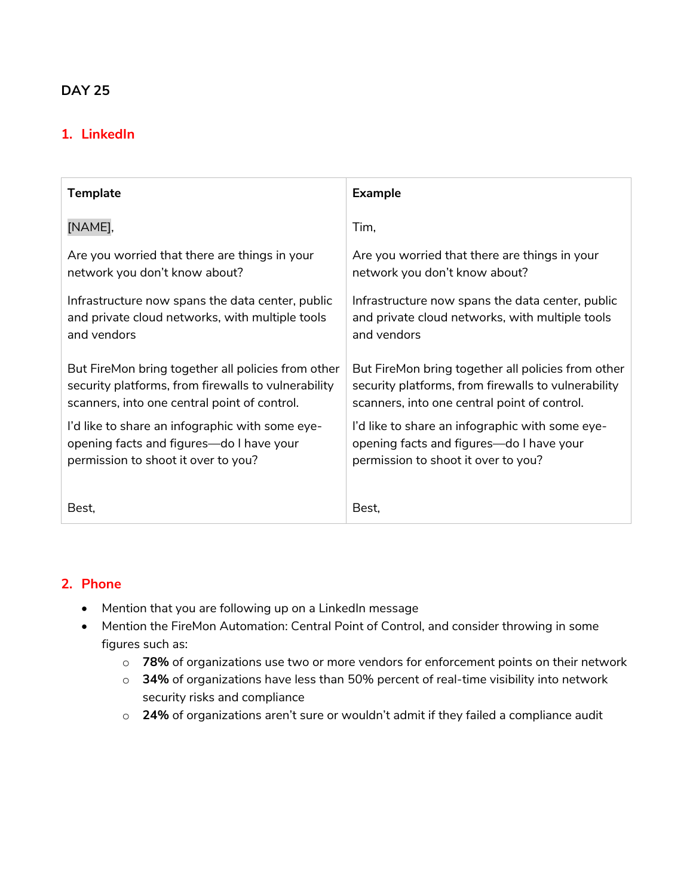## DAY 25

### 1. LinkedIn

| Template | Example |
|---|---|
| [NAME],<br><br>Are you worried that there are things in your network you don't know about?<br><br>Infrastructure now spans the data center, public and private cloud networks, with multiple tools and vendors<br><br>But FireMon bring together all policies from other security platforms, from firewalls to vulnerability scanners, into one central point of control.<br><br>I'd like to share an infographic with some eye-opening facts and figures—do I have your permission to shoot it over to you?<br><br>Best, | Tim,<br><br>Are you worried that there are things in your network you don't know about?<br><br>Infrastructure now spans the data center, public and private cloud networks, with multiple tools and vendors<br><br>But FireMon bring together all policies from other security platforms, from firewalls to vulnerability scanners, into one central point of control.<br><br>I'd like to share an infographic with some eye-opening facts and figures—do I have your permission to shoot it over to you?<br><br>Best, |

### 2. Phone

- Mention that you are following up on a LinkedIn message
- Mention the FireMon Automation: Central Point of Control, and consider throwing in some figures such as:
  - **78%** of organizations use two or more vendors for enforcement points on their network
  - **34%** of organizations have less than 50% percent of real-time visibility into network security risks and compliance
  - **24%** of organizations aren't sure or wouldn't admit if they failed a compliance audit